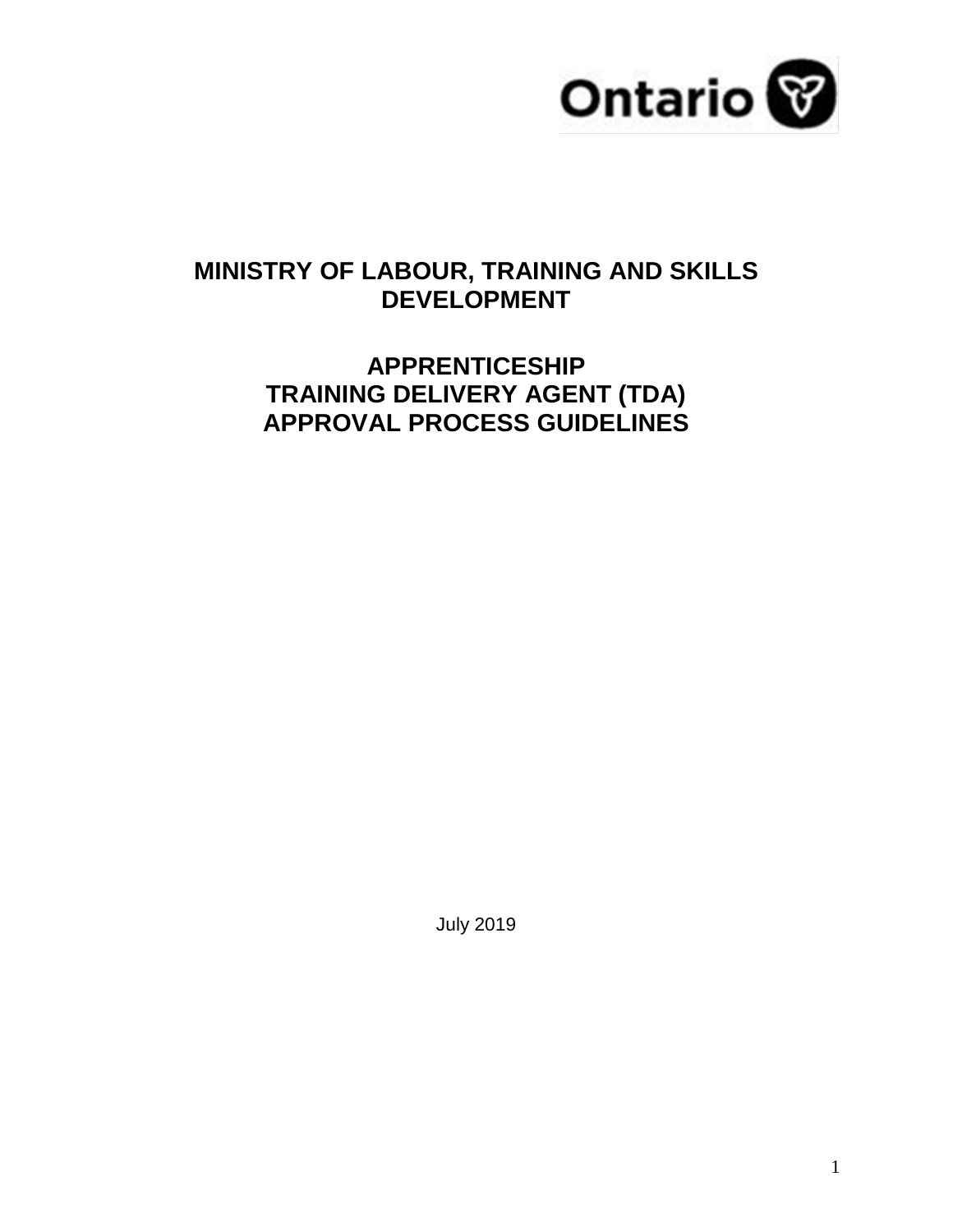Ontario

# MINISTRY OF LABOUR, TRAINING AND SKILLS DEVELOPMENT

# APPRENTICESHIP TRAINING DELIVERY AGENT (TDA) APPROVAL PROCESS GUIDELINES

July 2019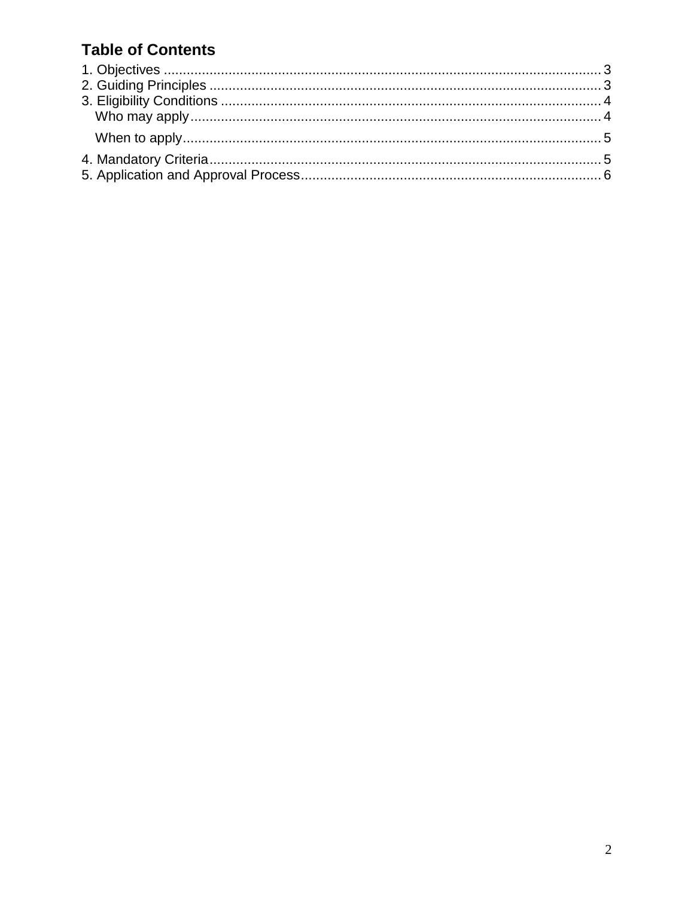## Table of Contents

1. Objectives ........................................................................................................ 3
2. Guiding Principles ............................................................................................. 3
3. Eligibility Conditions .......................................................................................... 4
   - Who may apply .............................................................................................. 4
   - When to apply ............................................................................................... 5
4. Mandatory Criteria ............................................................................................. 5
5. Application and Approval Process ...................................................................... 6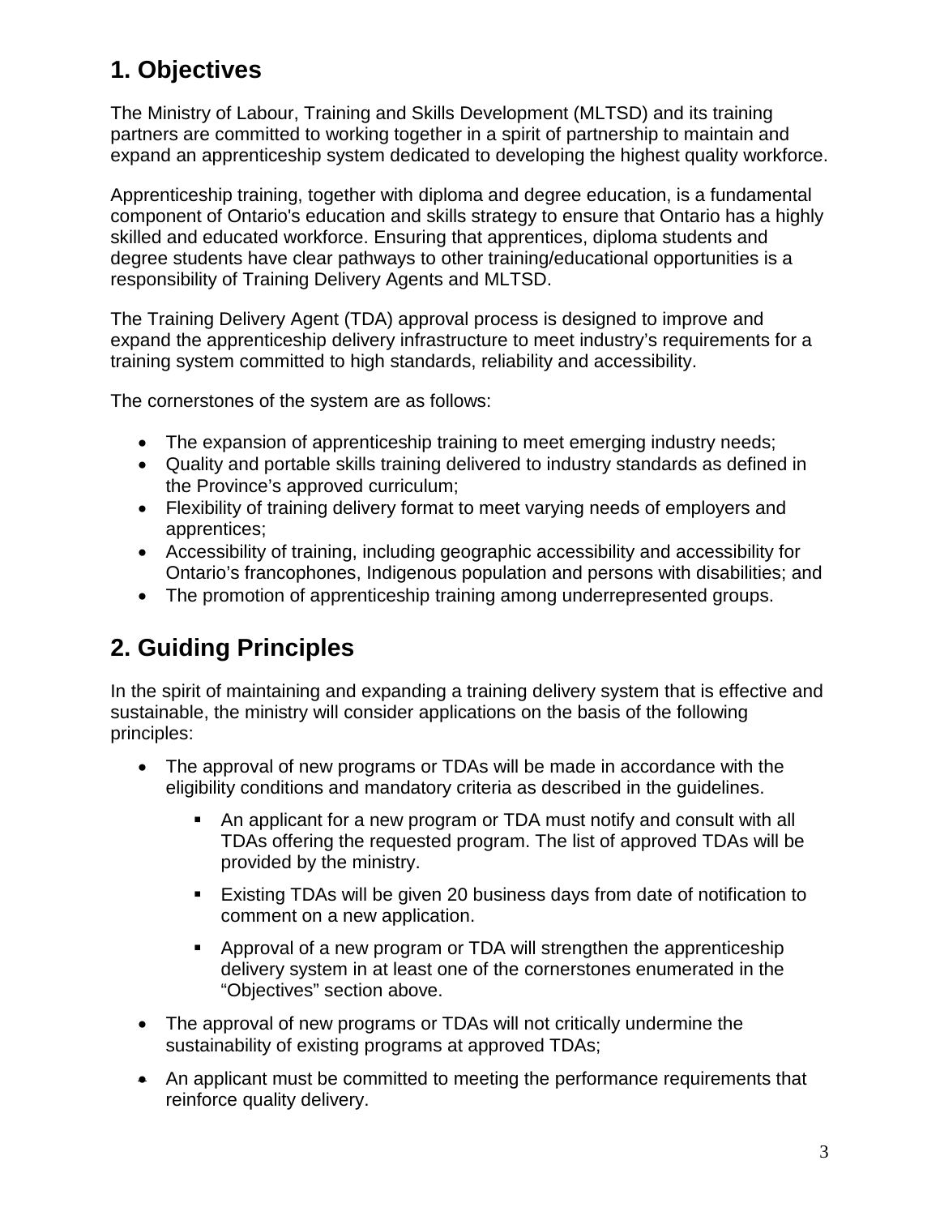## 1. Objectives

The Ministry of Labour, Training and Skills Development (MLTSD) and its training partners are committed to working together in a spirit of partnership to maintain and expand an apprenticeship system dedicated to developing the highest quality workforce.

Apprenticeship training, together with diploma and degree education, is a fundamental component of Ontario's education and skills strategy to ensure that Ontario has a highly skilled and educated workforce. Ensuring that apprentices, diploma students and degree students have clear pathways to other training/educational opportunities is a responsibility of Training Delivery Agents and MLTSD.

The Training Delivery Agent (TDA) approval process is designed to improve and expand the apprenticeship delivery infrastructure to meet industry's requirements for a training system committed to high standards, reliability and accessibility.

The cornerstones of the system are as follows:

- The expansion of apprenticeship training to meet emerging industry needs;
- Quality and portable skills training delivered to industry standards as defined in the Province's approved curriculum;
- Flexibility of training delivery format to meet varying needs of employers and apprentices;
- Accessibility of training, including geographic accessibility and accessibility for Ontario's francophones, Indigenous population and persons with disabilities; and
- The promotion of apprenticeship training among underrepresented groups.

## 2. Guiding Principles

In the spirit of maintaining and expanding a training delivery system that is effective and sustainable, the ministry will consider applications on the basis of the following principles:

- The approval of new programs or TDAs will be made in accordance with the eligibility conditions and mandatory criteria as described in the guidelines.
  - An applicant for a new program or TDA must notify and consult with all TDAs offering the requested program. The list of approved TDAs will be provided by the ministry.
  - Existing TDAs will be given 20 business days from date of notification to comment on a new application.
  - Approval of a new program or TDA will strengthen the apprenticeship delivery system in at least one of the cornerstones enumerated in the "Objectives" section above.
- The approval of new programs or TDAs will not critically undermine the sustainability of existing programs at approved TDAs;
- An applicant must be committed to meeting the performance requirements that reinforce quality delivery.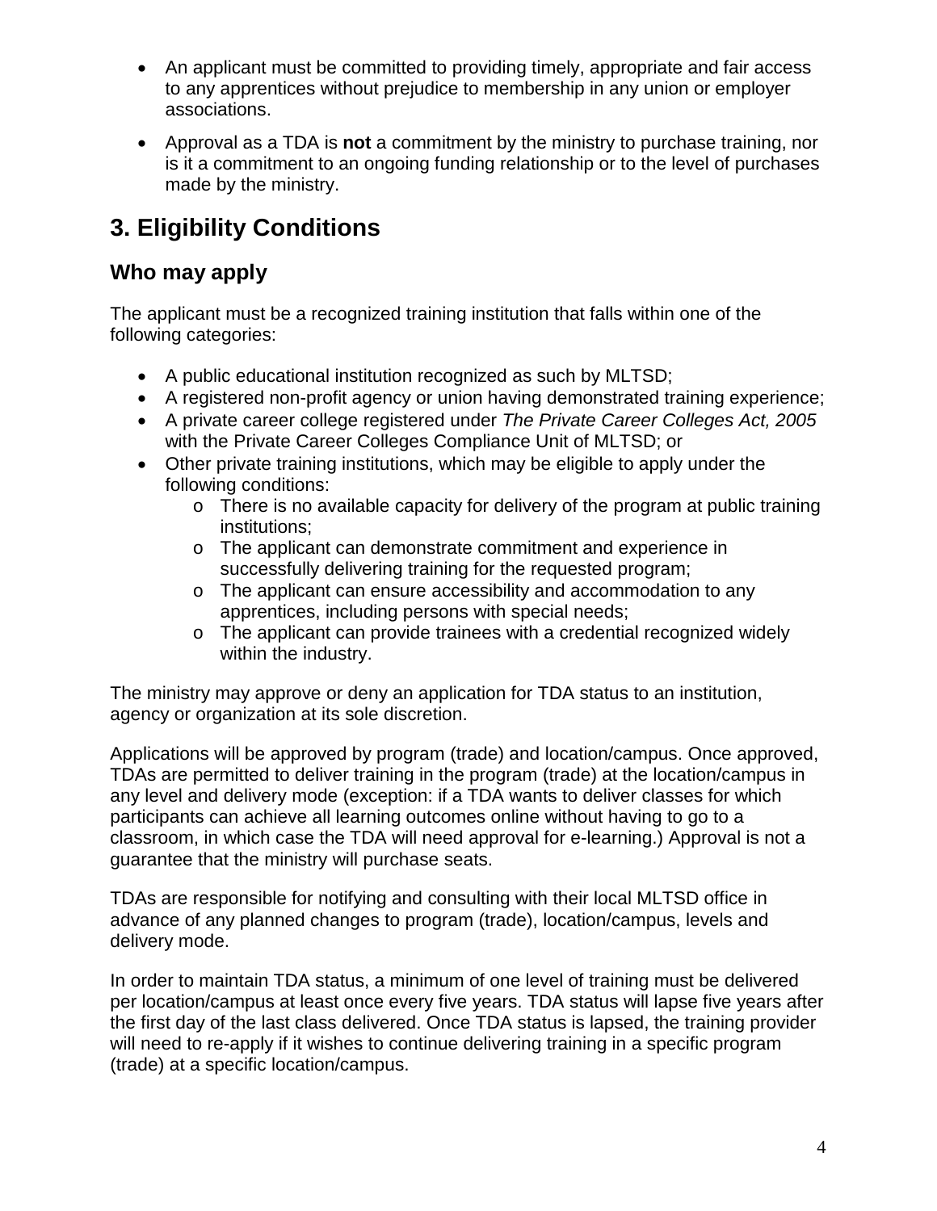- An applicant must be committed to providing timely, appropriate and fair access to any apprentices without prejudice to membership in any union or employer associations.
- Approval as a TDA is **not** a commitment by the ministry to purchase training, nor is it a commitment to an ongoing funding relationship or to the level of purchases made by the ministry.

# 3. Eligibility Conditions

## Who may apply

The applicant must be a recognized training institution that falls within one of the following categories:

- A public educational institution recognized as such by MLTSD;
- A registered non-profit agency or union having demonstrated training experience;
- A private career college registered under *The Private Career Colleges Act, 2005* with the Private Career Colleges Compliance Unit of MLTSD; or
- Other private training institutions, which may be eligible to apply under the following conditions:
  - There is no available capacity for delivery of the program at public training institutions;
  - The applicant can demonstrate commitment and experience in successfully delivering training for the requested program;
  - The applicant can ensure accessibility and accommodation to any apprentices, including persons with special needs;
  - The applicant can provide trainees with a credential recognized widely within the industry.

The ministry may approve or deny an application for TDA status to an institution, agency or organization at its sole discretion.

Applications will be approved by program (trade) and location/campus. Once approved, TDAs are permitted to deliver training in the program (trade) at the location/campus in any level and delivery mode (exception: if a TDA wants to deliver classes for which participants can achieve all learning outcomes online without having to go to a classroom, in which case the TDA will need approval for e-learning.) Approval is not a guarantee that the ministry will purchase seats.

TDAs are responsible for notifying and consulting with their local MLTSD office in advance of any planned changes to program (trade), location/campus, levels and delivery mode.

In order to maintain TDA status, a minimum of one level of training must be delivered per location/campus at least once every five years. TDA status will lapse five years after the first day of the last class delivered. Once TDA status is lapsed, the training provider will need to re-apply if it wishes to continue delivering training in a specific program (trade) at a specific location/campus.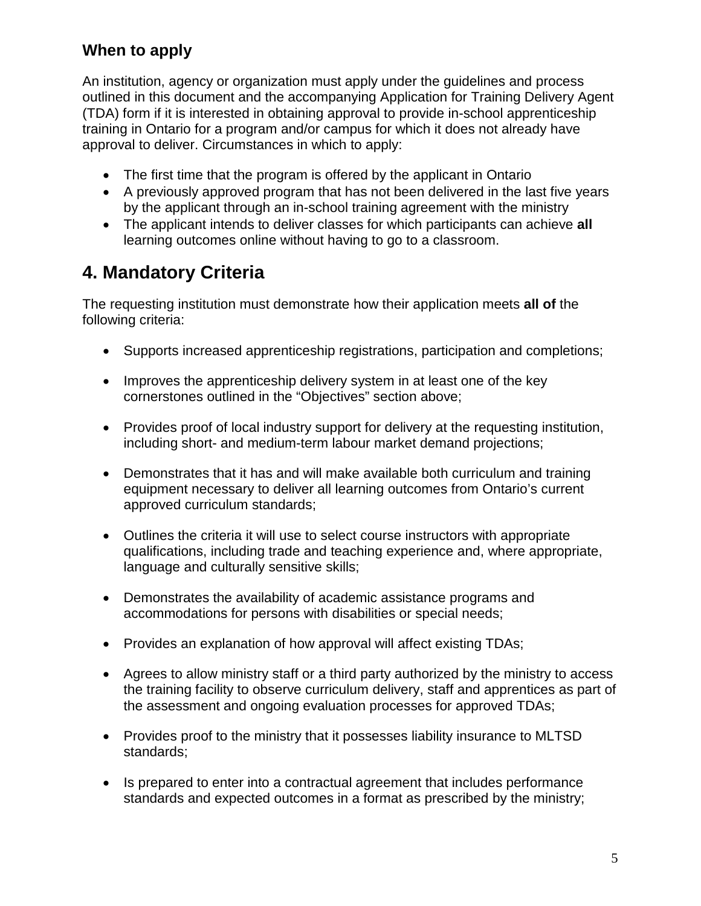### When to apply

An institution, agency or organization must apply under the guidelines and process outlined in this document and the accompanying Application for Training Delivery Agent (TDA) form if it is interested in obtaining approval to provide in-school apprenticeship training in Ontario for a program and/or campus for which it does not already have approval to deliver. Circumstances in which to apply:

- The first time that the program is offered by the applicant in Ontario
- A previously approved program that has not been delivered in the last five years by the applicant through an in-school training agreement with the ministry
- The applicant intends to deliver classes for which participants can achieve **all** learning outcomes online without having to go to a classroom.

## 4. Mandatory Criteria

The requesting institution must demonstrate how their application meets **all of** the following criteria:

- Supports increased apprenticeship registrations, participation and completions;
- Improves the apprenticeship delivery system in at least one of the key cornerstones outlined in the "Objectives" section above;
- Provides proof of local industry support for delivery at the requesting institution, including short- and medium-term labour market demand projections;
- Demonstrates that it has and will make available both curriculum and training equipment necessary to deliver all learning outcomes from Ontario's current approved curriculum standards;
- Outlines the criteria it will use to select course instructors with appropriate qualifications, including trade and teaching experience and, where appropriate, language and culturally sensitive skills;
- Demonstrates the availability of academic assistance programs and accommodations for persons with disabilities or special needs;
- Provides an explanation of how approval will affect existing TDAs;
- Agrees to allow ministry staff or a third party authorized by the ministry to access the training facility to observe curriculum delivery, staff and apprentices as part of the assessment and ongoing evaluation processes for approved TDAs;
- Provides proof to the ministry that it possesses liability insurance to MLTSD standards;
- Is prepared to enter into a contractual agreement that includes performance standards and expected outcomes in a format as prescribed by the ministry;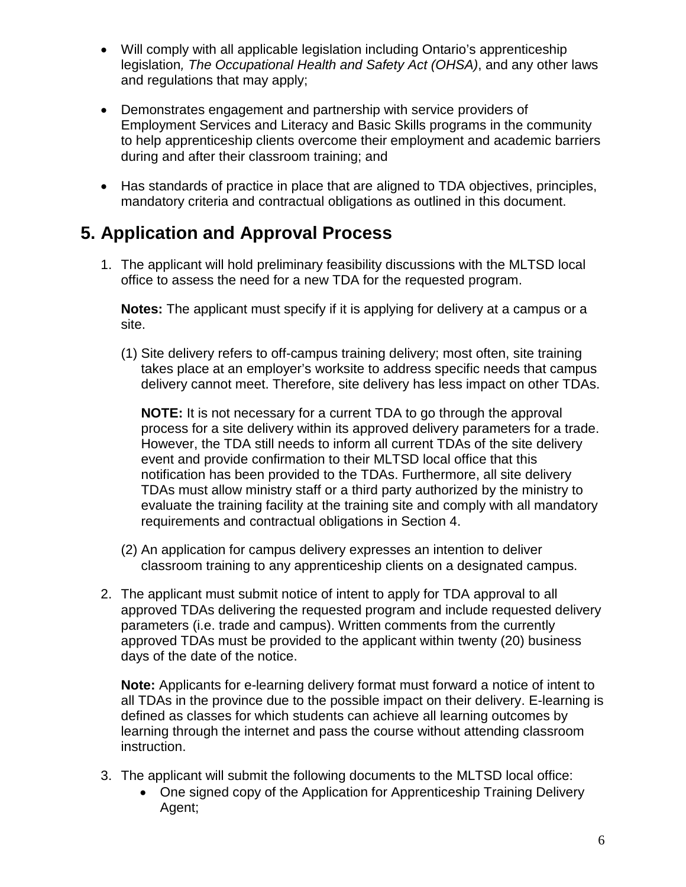- Will comply with all applicable legislation including Ontario's apprenticeship legislation*, The Occupational Health and Safety Act (OHSA)*, and any other laws and regulations that may apply;

- Demonstrates engagement and partnership with service providers of Employment Services and Literacy and Basic Skills programs in the community to help apprenticeship clients overcome their employment and academic barriers during and after their classroom training; and

- Has standards of practice in place that are aligned to TDA objectives, principles, mandatory criteria and contractual obligations as outlined in this document.

## 5. Application and Approval Process

1. The applicant will hold preliminary feasibility discussions with the MLTSD local office to assess the need for a new TDA for the requested program.

   **Notes:** The applicant must specify if it is applying for delivery at a campus or a site.

   (1) Site delivery refers to off-campus training delivery; most often, site training takes place at an employer's worksite to address specific needs that campus delivery cannot meet. Therefore, site delivery has less impact on other TDAs.

   **NOTE:** It is not necessary for a current TDA to go through the approval process for a site delivery within its approved delivery parameters for a trade. However, the TDA still needs to inform all current TDAs of the site delivery event and provide confirmation to their MLTSD local office that this notification has been provided to the TDAs. Furthermore, all site delivery TDAs must allow ministry staff or a third party authorized by the ministry to evaluate the training facility at the training site and comply with all mandatory requirements and contractual obligations in Section 4.

   (2) An application for campus delivery expresses an intention to deliver classroom training to any apprenticeship clients on a designated campus.

2. The applicant must submit notice of intent to apply for TDA approval to all approved TDAs delivering the requested program and include requested delivery parameters (i.e. trade and campus). Written comments from the currently approved TDAs must be provided to the applicant within twenty (20) business days of the date of the notice.

   **Note:** Applicants for e-learning delivery format must forward a notice of intent to all TDAs in the province due to the possible impact on their delivery. E-learning is defined as classes for which students can achieve all learning outcomes by learning through the internet and pass the course without attending classroom instruction.

3. The applicant will submit the following documents to the MLTSD local office:
   - One signed copy of the Application for Apprenticeship Training Delivery Agent;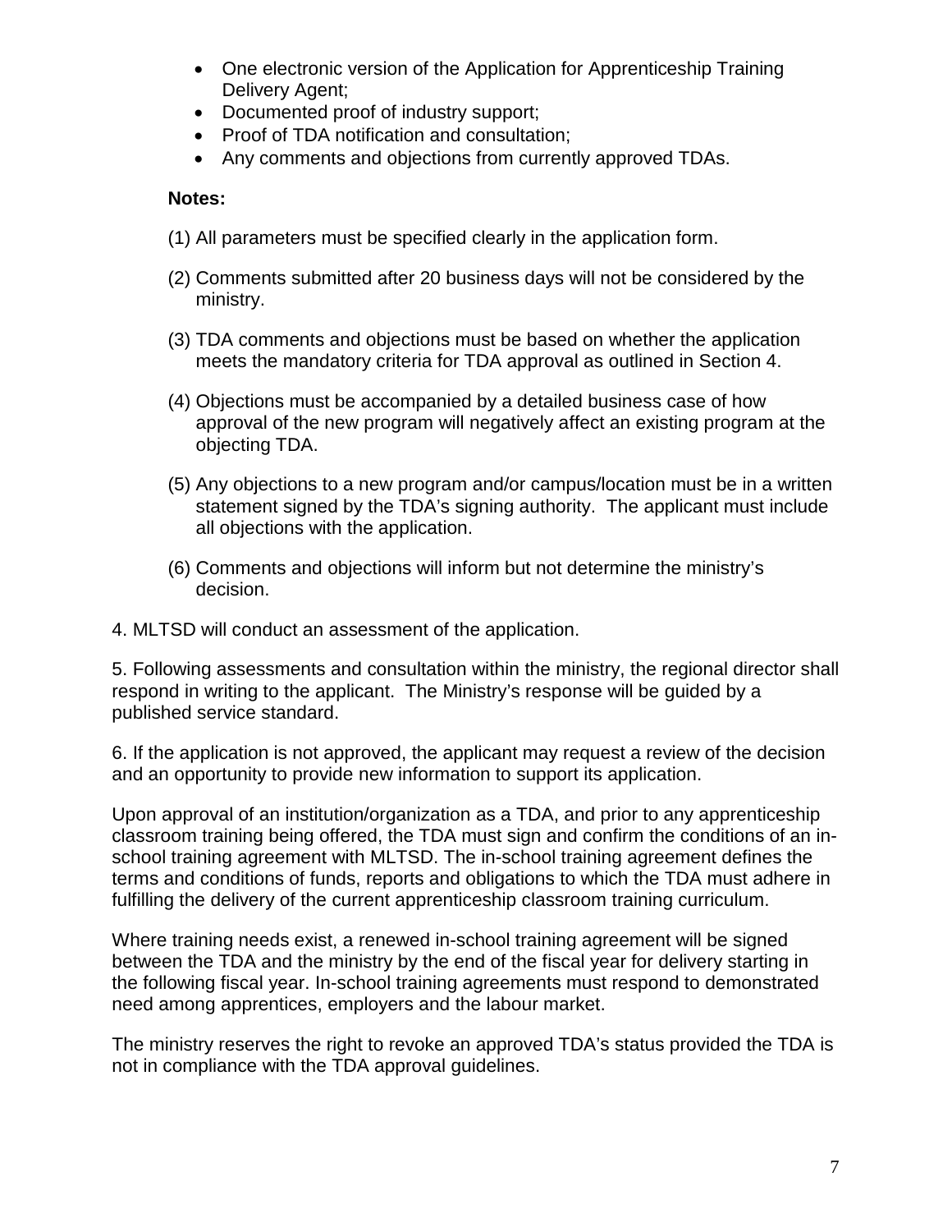- One electronic version of the Application for Apprenticeship Training Delivery Agent;
- Documented proof of industry support;
- Proof of TDA notification and consultation;
- Any comments and objections from currently approved TDAs.

**Notes:**

(1) All parameters must be specified clearly in the application form.

(2) Comments submitted after 20 business days will not be considered by the ministry.

(3) TDA comments and objections must be based on whether the application meets the mandatory criteria for TDA approval as outlined in Section 4.

(4) Objections must be accompanied by a detailed business case of how approval of the new program will negatively affect an existing program at the objecting TDA.

(5) Any objections to a new program and/or campus/location must be in a written statement signed by the TDA's signing authority. The applicant must include all objections with the application.

(6) Comments and objections will inform but not determine the ministry's decision.

4. MLTSD will conduct an assessment of the application.

5. Following assessments and consultation within the ministry, the regional director shall respond in writing to the applicant. The Ministry's response will be guided by a published service standard.

6. If the application is not approved, the applicant may request a review of the decision and an opportunity to provide new information to support its application.

Upon approval of an institution/organization as a TDA, and prior to any apprenticeship classroom training being offered, the TDA must sign and confirm the conditions of an in-school training agreement with MLTSD. The in-school training agreement defines the terms and conditions of funds, reports and obligations to which the TDA must adhere in fulfilling the delivery of the current apprenticeship classroom training curriculum.

Where training needs exist, a renewed in-school training agreement will be signed between the TDA and the ministry by the end of the fiscal year for delivery starting in the following fiscal year. In-school training agreements must respond to demonstrated need among apprentices, employers and the labour market.

The ministry reserves the right to revoke an approved TDA's status provided the TDA is not in compliance with the TDA approval guidelines.